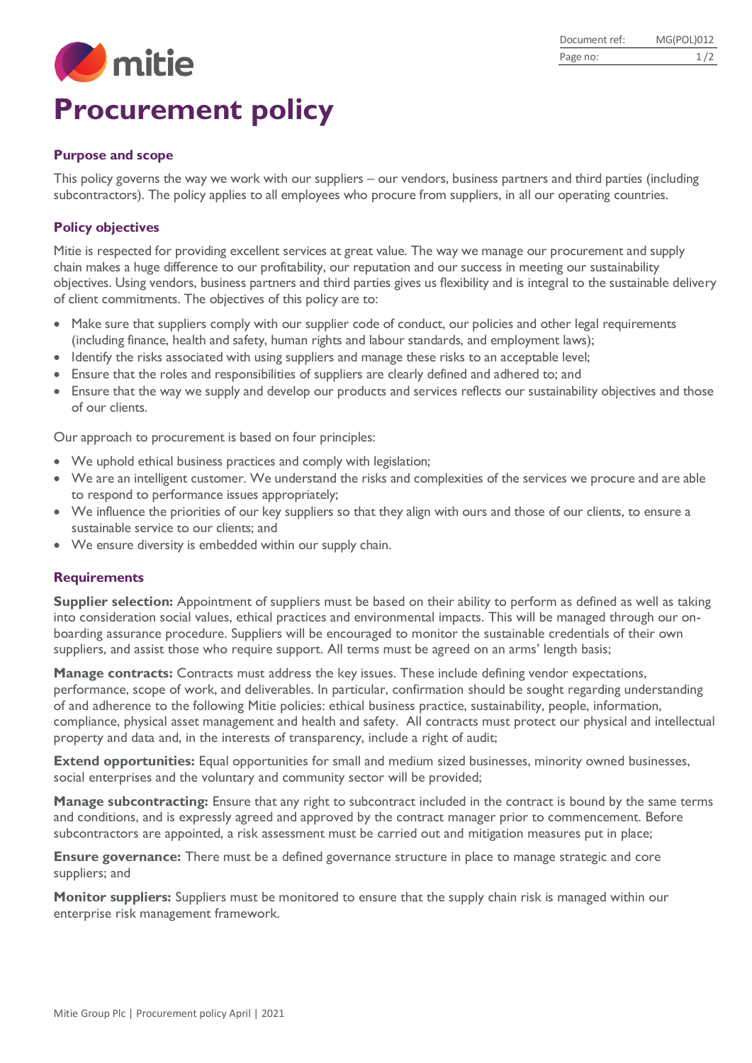# Procurement policy

## Purpose and scope

This policy governs the way we work with our suppliers – our vendors, business partners and third parties (including subcontractors). The policy applies to all employees who procure from suppliers, in all our operating countries.

## Policy objectives

Mitie is respected for providing excellent services at great value. The way we manage our procurement and supply chain makes a huge difference to our profitability, our reputation and our success in meeting our sustainability objectives. Using vendors, business partners and third parties gives us flexibility and is integral to the sustainable delivery of client commitments. The objectives of this policy are to:

- Make sure that suppliers comply with our supplier code of conduct, our policies and other legal requirements (including finance, health and safety, human rights and labour standards, and employment laws);
- Identify the risks associated with using suppliers and manage these risks to an acceptable level;
- Ensure that the roles and responsibilities of suppliers are clearly defined and adhered to; and
- Ensure that the way we supply and develop our products and services reflects our sustainability objectives and those of our clients.

Our approach to procurement is based on four principles:

- We uphold ethical business practices and comply with legislation;
- We are an intelligent customer. We understand the risks and complexities of the services we procure and are able to respond to performance issues appropriately;
- We influence the priorities of our key suppliers so that they align with ours and those of our clients, to ensure a sustainable service to our clients; and
- We ensure diversity is embedded within our supply chain.

## Requirements

**Supplier selection:** Appointment of suppliers must be based on their ability to perform as defined as well as taking into consideration social values, ethical practices and environmental impacts. This will be managed through our on-boarding assurance procedure. Suppliers will be encouraged to monitor the sustainable credentials of their own suppliers, and assist those who require support. All terms must be agreed on an arms' length basis;

**Manage contracts:** Contracts must address the key issues. These include defining vendor expectations, performance, scope of work, and deliverables. In particular, confirmation should be sought regarding understanding of and adherence to the following Mitie policies: ethical business practice, sustainability, people, information, compliance, physical asset management and health and safety. All contracts must protect our physical and intellectual property and data and, in the interests of transparency, include a right of audit;

**Extend opportunities:** Equal opportunities for small and medium sized businesses, minority owned businesses, social enterprises and the voluntary and community sector will be provided;

**Manage subcontracting:** Ensure that any right to subcontract included in the contract is bound by the same terms and conditions, and is expressly agreed and approved by the contract manager prior to commencement. Before subcontractors are appointed, a risk assessment must be carried out and mitigation measures put in place;

**Ensure governance:** There must be a defined governance structure in place to manage strategic and core suppliers; and

**Monitor suppliers:** Suppliers must be monitored to ensure that the supply chain risk is managed within our enterprise risk management framework.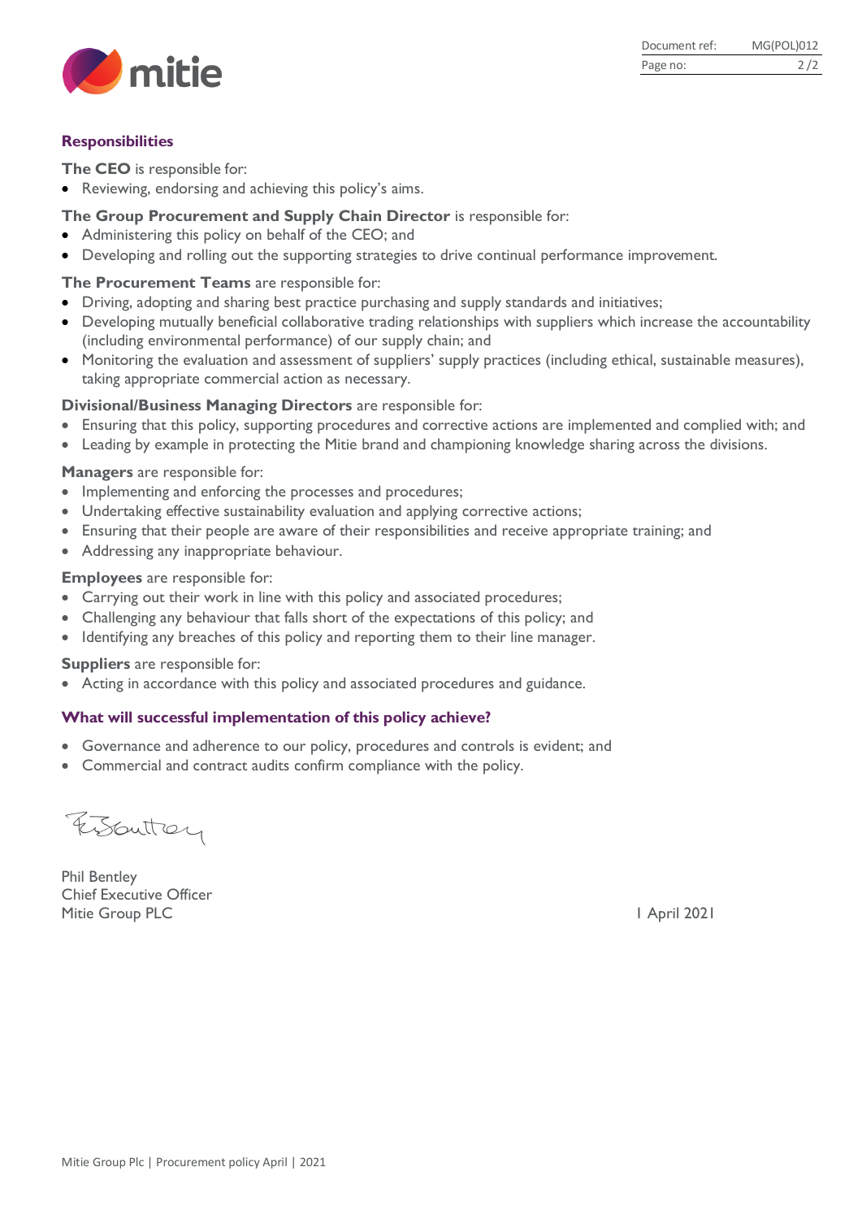## Responsibilities

**The CEO** is responsible for:

- Reviewing, endorsing and achieving this policy's aims.

**The Group Procurement and Supply Chain Director** is responsible for:

- Administering this policy on behalf of the CEO; and
- Developing and rolling out the supporting strategies to drive continual performance improvement.

**The Procurement Teams** are responsible for:

- Driving, adopting and sharing best practice purchasing and supply standards and initiatives;
- Developing mutually beneficial collaborative trading relationships with suppliers which increase the accountability (including environmental performance) of our supply chain; and
- Monitoring the evaluation and assessment of suppliers' supply practices (including ethical, sustainable measures), taking appropriate commercial action as necessary.

**Divisional/Business Managing Directors** are responsible for:

- Ensuring that this policy, supporting procedures and corrective actions are implemented and complied with; and
- Leading by example in protecting the Mitie brand and championing knowledge sharing across the divisions.

**Managers** are responsible for:

- Implementing and enforcing the processes and procedures;
- Undertaking effective sustainability evaluation and applying corrective actions;
- Ensuring that their people are aware of their responsibilities and receive appropriate training; and
- Addressing any inappropriate behaviour.

**Employees** are responsible for:

- Carrying out their work in line with this policy and associated procedures;
- Challenging any behaviour that falls short of the expectations of this policy; and
- Identifying any breaches of this policy and reporting them to their line manager.

**Suppliers** are responsible for:

- Acting in accordance with this policy and associated procedures and guidance.

## What will successful implementation of this policy achieve?

- Governance and adherence to our policy, procedures and controls is evident; and
- Commercial and contract audits confirm compliance with the policy.

Phil Bentley
Chief Executive Officer
Mitie Group PLC

1 April 2021